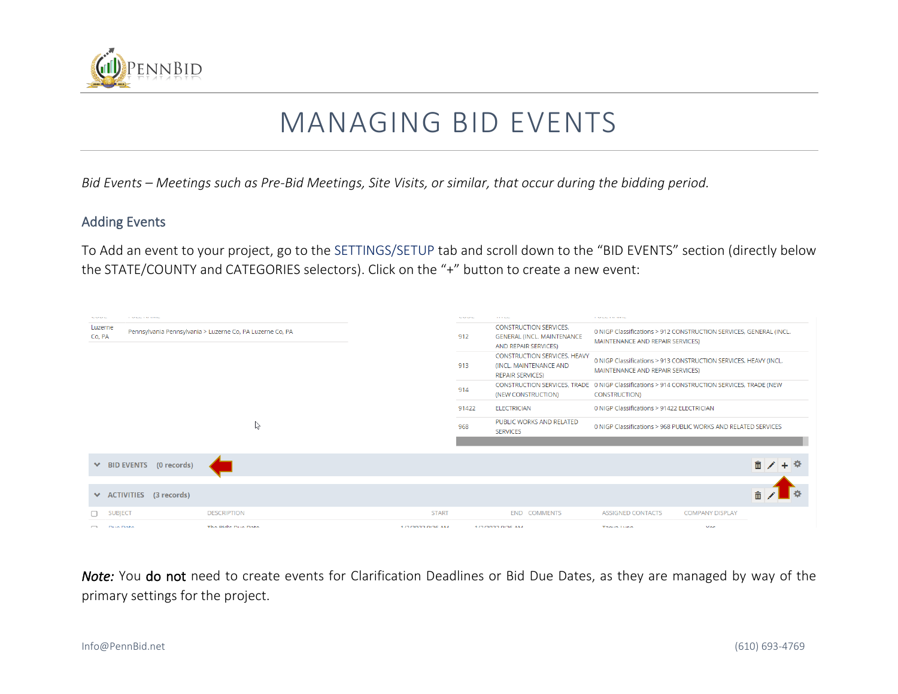# MANAGING BID EVENTS

*Bid Events – Meetings such as Pre-Bid Meetings, Site Visits, or similar, that occur during the bidding period.*

## Adding Events

To Add an event to your project, go to the SETTINGS/SETUP tab and scroll down to the "BID EVENTS" section (directly below the STATE/COUNTY and CATEGORIES selectors). Click on the "+" button to create a new event:

***Note:*** You **do not** need to create events for Clarification Deadlines or Bid Due Dates, as they are managed by way of the primary settings for the project.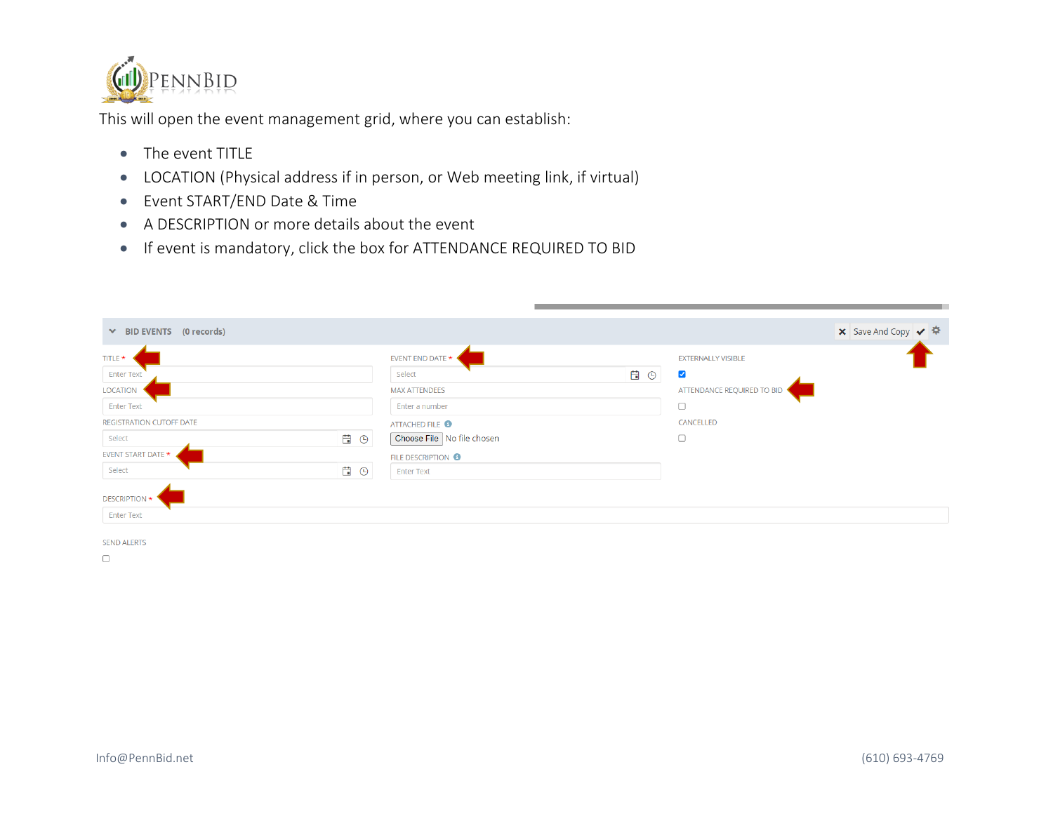This will open the event management grid, where you can establish:

- The event TITLE
- LOCATION (Physical address if in person, or Web meeting link, if virtual)
- Event START/END Date & Time
- A DESCRIPTION or more details about the event
- If event is mandatory, click the box for ATTENDANCE REQUIRED TO BID

BID EVENTS (0 records)

Save And Copy

TITLE *

Enter Text

LOCATION

Enter Text

REGISTRATION CUTOFF DATE

Select

EVENT START DATE *

Select

EVENT END DATE *

Select

MAX ATTENDEES

Enter a number

ATTACHED FILE

Choose File No file chosen

FILE DESCRIPTION

Enter Text

EXTERNALLY VISIBLE

ATTENDANCE REQUIRED TO BID

CANCELLED

DESCRIPTION *

Enter Text

SEND ALERTS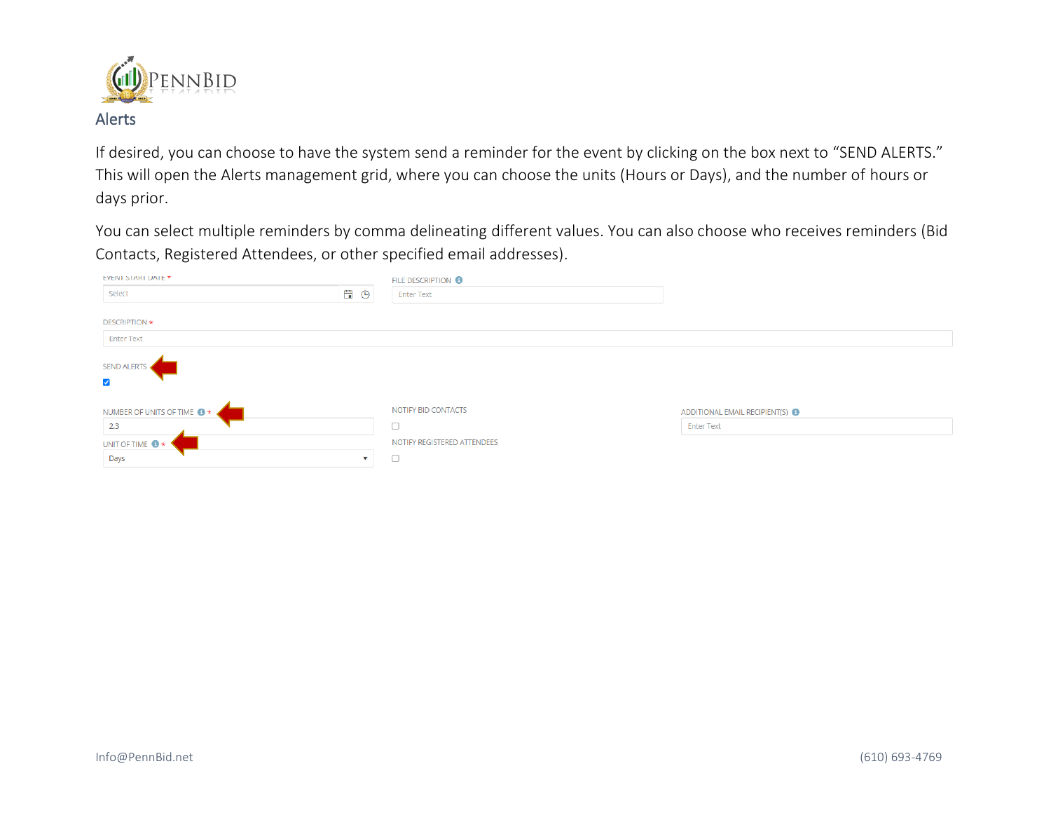## Alerts

If desired, you can choose to have the system send a reminder for the event by clicking on the box next to "SEND ALERTS." This will open the Alerts management grid, where you can choose the units (Hours or Days), and the number of hours or days prior.

You can select multiple reminders by comma delineating different values. You can also choose who receives reminders (Bid Contacts, Registered Attendees, or other specified email addresses).

EVENT START DATE *
Select

FILE DESCRIPTION
Enter Text

DESCRIPTION *
Enter Text

SEND ALERTS
☑

NUMBER OF UNITS OF TIME *
2,3

UNIT OF TIME *
Days

NOTIFY BID CONTACTS
☐

NOTIFY REGISTERED ATTENDEES
☐

ADDITIONAL EMAIL RECIPIENT(S)
Enter Text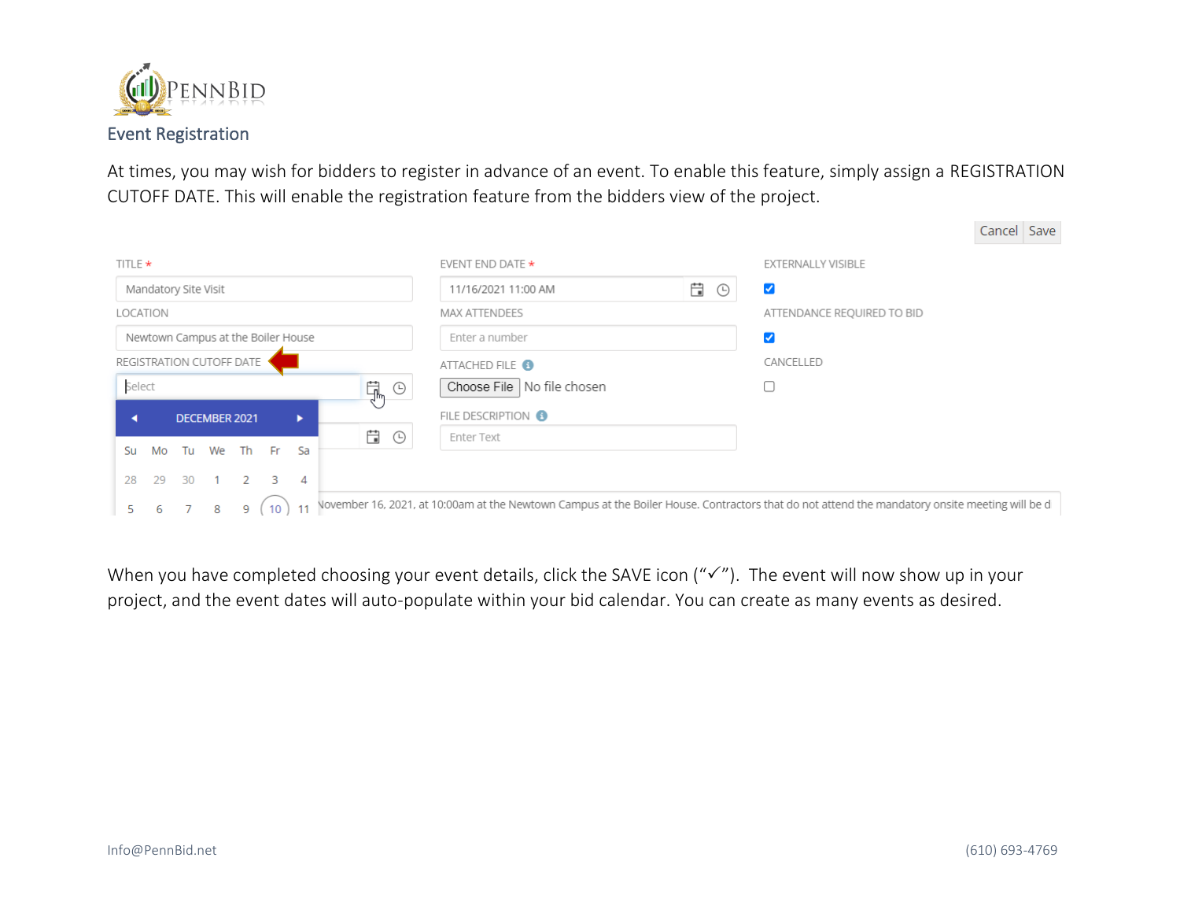## Event Registration

At times, you may wish for bidders to register in advance of an event. To enable this feature, simply assign a REGISTRATION CUTOFF DATE. This will enable the registration feature from the bidders view of the project.

When you have completed choosing your event details, click the SAVE icon ("✓"). The event will now show up in your project, and the event dates will auto-populate within your bid calendar. You can create as many events as desired.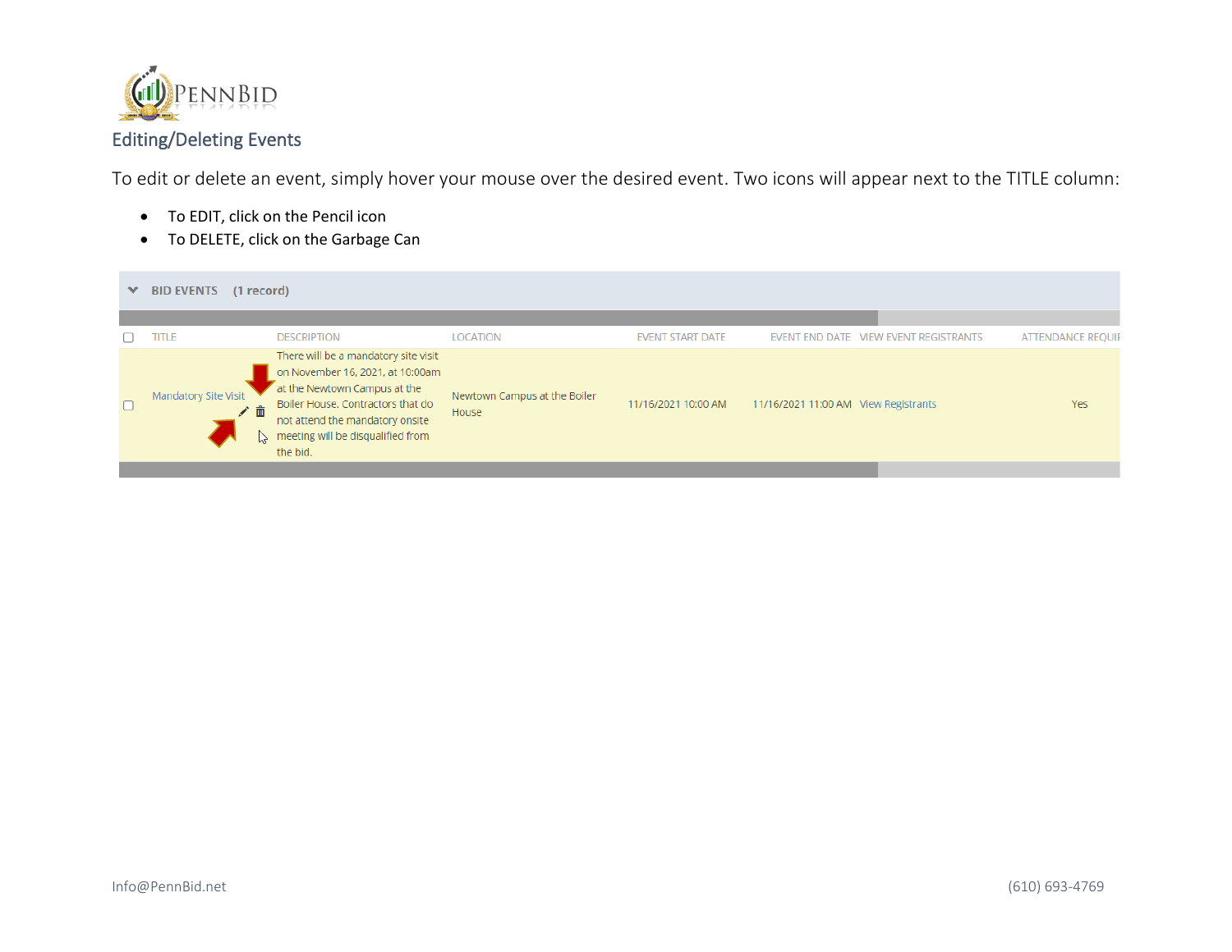## Editing/Deleting Events

To edit or delete an event, simply hover your mouse over the desired event. Two icons will appear next to the TITLE column:

- To EDIT, click on the Pencil icon
- To DELETE, click on the Garbage Can

**BID EVENTS (1 record)**

| | TITLE | DESCRIPTION | LOCATION | EVENT START DATE | EVENT END DATE | VIEW EVENT REGISTRANTS | ATTENDANCE REQUIR |
|---|---|---|---|---|---|---|---|
| ☐ | Mandatory Site Visit | There will be a mandatory site visit on November 16, 2021, at 10:00am at the Newtown Campus at the Boiler House. Contractors that do not attend the mandatory onsite meeting will be disqualified from the bid. | Newtown Campus at the Boiler House | 11/16/2021 10:00 AM | 11/16/2021 11:00 AM | View Registrants | Yes |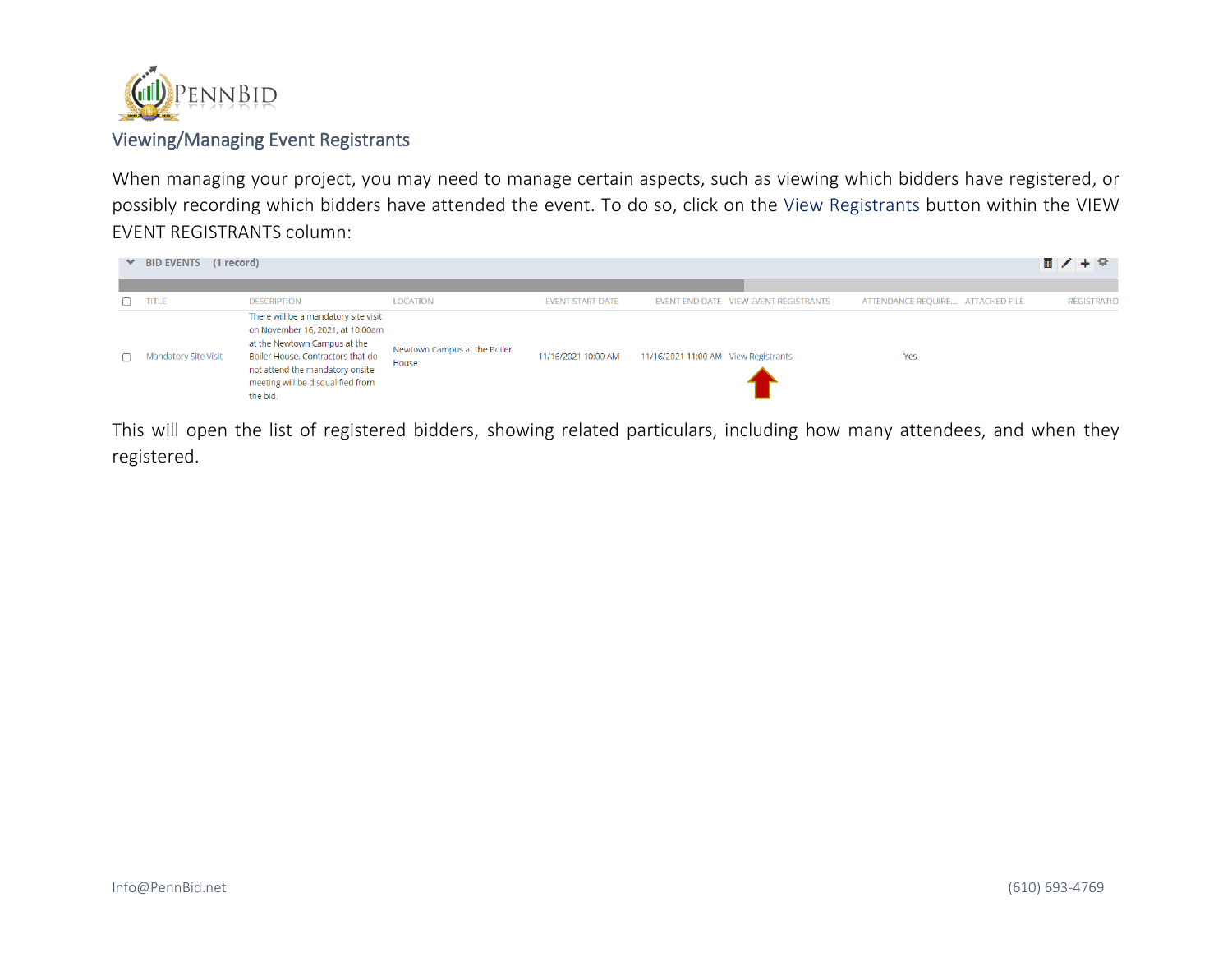## Viewing/Managing Event Registrants

When managing your project, you may need to manage certain aspects, such as viewing which bidders have registered, or possibly recording which bidders have attended the event. To do so, click on the View Registrants button within the VIEW EVENT REGISTRANTS column:

**BID EVENTS (1 record)**

| TITLE | DESCRIPTION | LOCATION | EVENT START DATE | EVENT END DATE | VIEW EVENT REGISTRANTS | ATTENDANCE REQUIRE... | ATTACHED FILE | REGISTRATIO |
|---|---|---|---|---|---|---|---|---|
| Mandatory Site Visit | There will be a mandatory site visit on November 16, 2021, at 10:00am at the Newtown Campus at the Boiler House. Contractors that do not attend the mandatory onsite meeting will be disqualified from the bid. | Newtown Campus at the Boiler House | 11/16/2021 10:00 AM | 11/16/2021 11:00 AM | View Registrants | Yes | | |

This will open the list of registered bidders, showing related particulars, including how many attendees, and when they registered.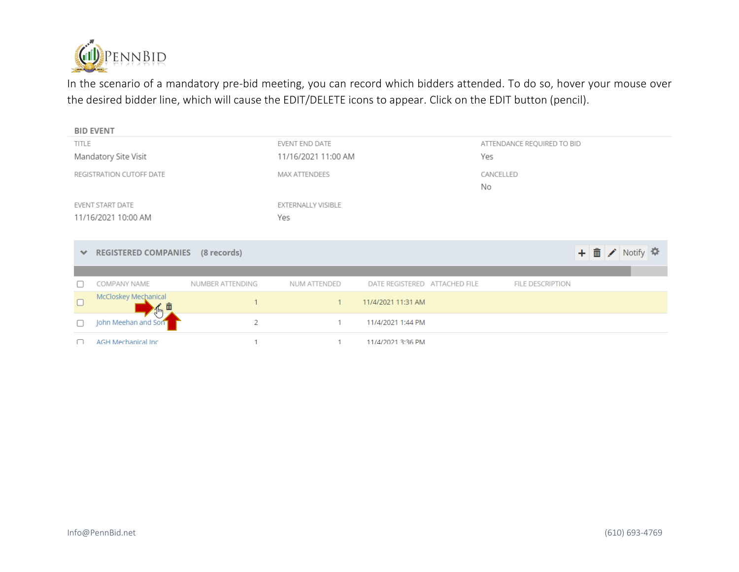In the scenario of a mandatory pre-bid meeting, you can record which bidders attended. To do so, hover your mouse over the desired bidder line, which will cause the EDIT/DELETE icons to appear. Click on the EDIT button (pencil).

**BID EVENT**

| TITLE | EVENT END DATE | ATTENDANCE REQUIRED TO BID |
| --- | --- | --- |
| Mandatory Site Visit | 11/16/2021 11:00 AM | Yes |
| REGISTRATION CUTOFF DATE | MAX ATTENDEES | CANCELLED |
| | | No |
| EVENT START DATE | EXTERNALLY VISIBLE | |
| 11/16/2021 10:00 AM | Yes | |

**REGISTERED COMPANIES (8 records)**

+ 🗑 ✎ Notify ⚙

| | COMPANY NAME | NUMBER ATTENDING | NUM ATTENDED | DATE REGISTERED | ATTACHED FILE | FILE DESCRIPTION |
| --- | --- | --- | --- | --- | --- | --- |
| ☐ | McCloskey Mechanical | 1 | 1 | 11/4/2021 11:31 AM | | |
| ☐ | John Meehan and Son | 2 | 1 | 11/4/2021 1:44 PM | | |
| ☐ | AGH Mechanical Inc | 1 | 1 | 11/4/2021 3:36 PM | | |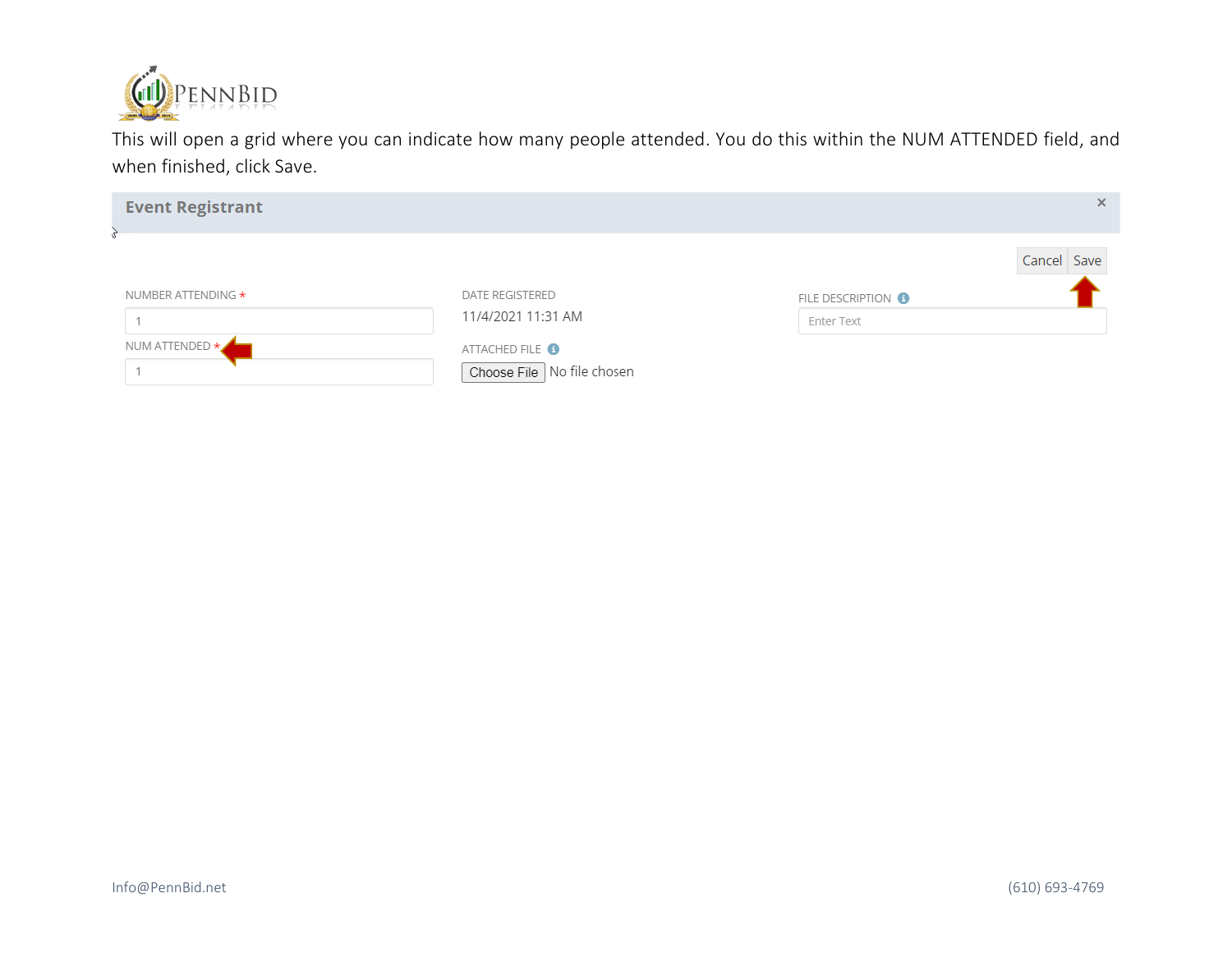This will open a grid where you can indicate how many people attended. You do this within the NUM ATTENDED field, and when finished, click Save.

**Event Registrant**

Cancel Save

NUMBER ATTENDING *

1

NUM ATTENDED *

1

DATE REGISTERED

11/4/2021 11:31 AM

ATTACHED FILE

Choose File No file chosen

FILE DESCRIPTION

Enter Text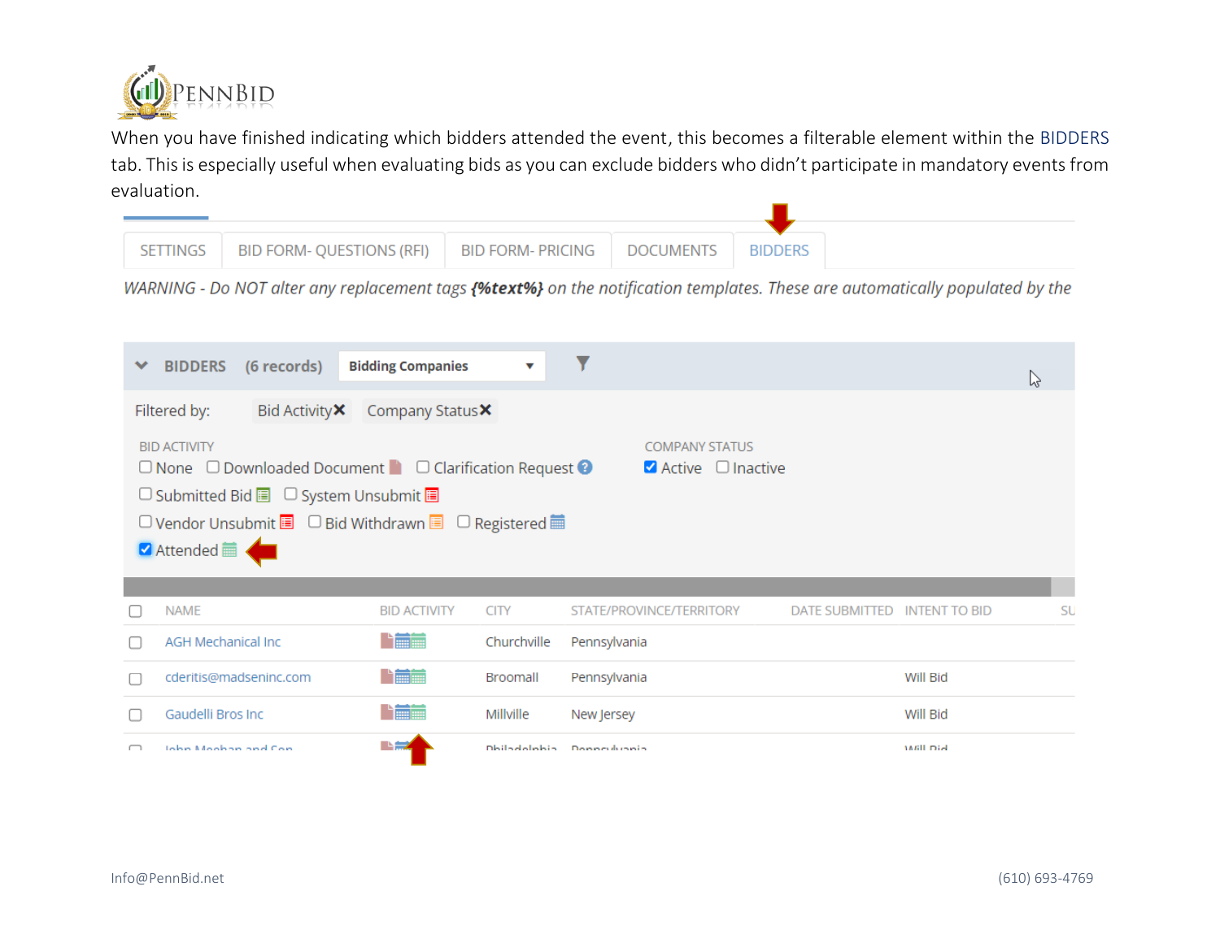When you have finished indicating which bidders attended the event, this becomes a filterable element within the BIDDERS tab. This is especially useful when evaluating bids as you can exclude bidders who didn't participate in mandatory events from evaluation.

SETTINGS | BID FORM- QUESTIONS (RFI) | BID FORM- PRICING | DOCUMENTS | BIDDERS

*WARNING - Do NOT alter any replacement tags* ***{%text%}*** *on the notification templates. These are automatically populated by the*

BIDDERS (6 records) Bidding Companies

Filtered by: Bid Activity ✖ Company Status ✖

BID ACTIVITY

- ☐ None
- ☐ Downloaded Document
- ☐ Clarification Request
- ☐ Submitted Bid
- ☐ System Unsubmit
- ☐ Vendor Unsubmit
- ☐ Bid Withdrawn
- ☐ Registered
- ☑ Attended

COMPANY STATUS

- ☑ Active
- ☐ Inactive

| NAME | BID ACTIVITY | CITY | STATE/PROVINCE/TERRITORY | DATE SUBMITTED | INTENT TO BID | SU |
|---|---|---|---|---|---|---|
| AGH Mechanical Inc | | Churchville | Pennsylvania | | | |
| cderitis@madseninc.com | | Broomall | Pennsylvania | | Will Bid | |
| Gaudelli Bros Inc | | Millville | New Jersey | | Will Bid | |
| John Meehan and Son | | Philadelphia | Pennsylvania | | Will Bid | |

Info@PennBid.net (610) 693-4769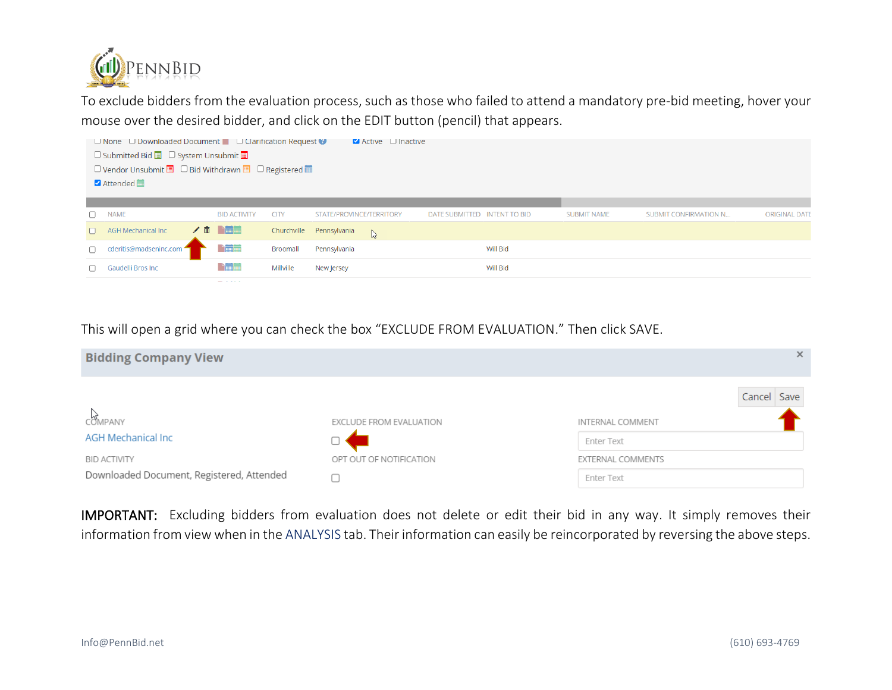To exclude bidders from the evaluation process, such as those who failed to attend a mandatory pre-bid meeting, hover your mouse over the desired bidder, and click on the EDIT button (pencil) that appears.

This will open a grid where you can check the box "EXCLUDE FROM EVALUATION." Then click SAVE.

**IMPORTANT:** Excluding bidders from evaluation does not delete or edit their bid in any way. It simply removes their information from view when in the ANALYSIS tab. Their information can easily be reincorporated by reversing the above steps.

Info@PennBid.net (610) 693-4769